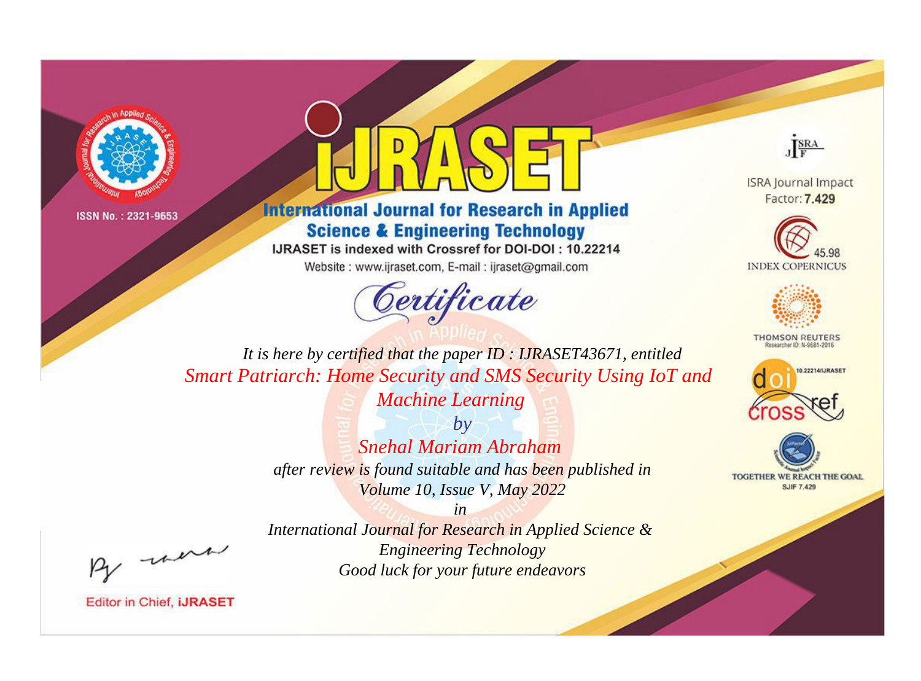ISSN No. : 2321-9653

# IJRASET

## International Journal for Research in Applied Science & Engineering Technology

IJRASET is indexed with Crossref for DOI-DOI : 10.22214

Website : www.ijraset.com, E-mail : ijraset@gmail.com

ISRA Journal Impact Factor: **7.429**

45.98 INDEX COPERNICUS

THOMSON REUTERS Researcher ID: N-9681-2016

10.22214/IJRASET

TOGETHER WE REACH THE GOAL SJIF 7.429

# *Certificate*

*It is here by certified that the paper ID : IJRASET43671, entitled*

*Smart Patriarch: Home Security and SMS Security Using IoT and Machine Learning*

*by*

*Snehal Mariam Abraham*

*after review is found suitable and has been published in*

*Volume 10, Issue V, May 2022*

*in*

*International Journal for Research in Applied Science & Engineering Technology*

*Good luck for your future endeavors*

Editor in Chief, **iJRASET**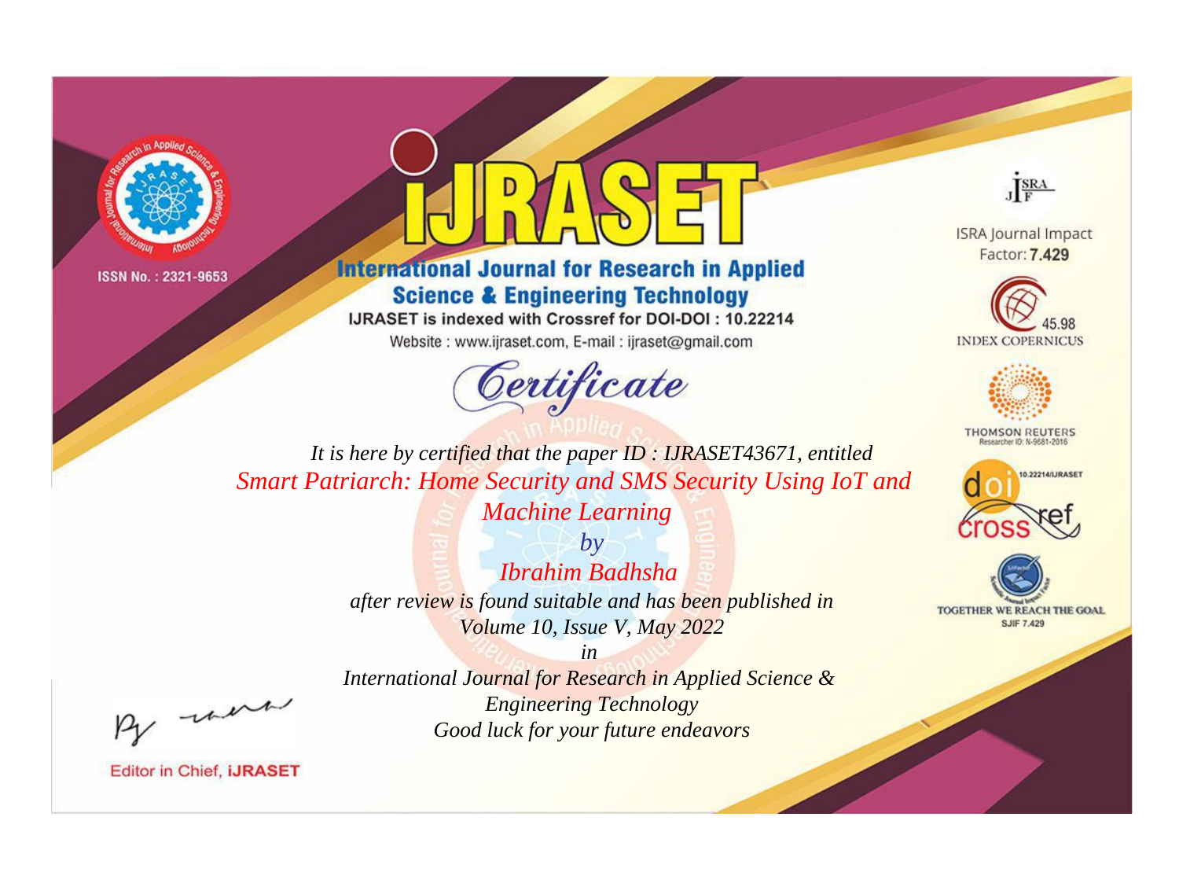ISSN No. : 2321-9653

# IJRASET

## International Journal for Research in Applied Science & Engineering Technology

IJRASET is indexed with Crossref for DOI-DOI : 10.22214

Website : www.ijraset.com, E-mail : ijraset@gmail.com

# Certificate

*It is here by certified that the paper ID : IJRASET43671, entitled*

*Smart Patriarch: Home Security and SMS Security Using IoT and Machine Learning*

*by*

*Ibrahim Badhsha*

*after review is found suitable and has been published in*

*Volume 10, Issue V, May 2022*

*in*

*International Journal for Research in Applied Science & Engineering Technology*

*Good luck for your future endeavors*

ISRA Journal Impact Factor: **7.429**

45.98 INDEX COPERNICUS

THOMSON REUTERS

Researcher ID: N-9681-2016

10.22214/IJRASET

TOGETHER WE REACH THE GOAL

SJIF 7.429

Editor in Chief, **iJRASET**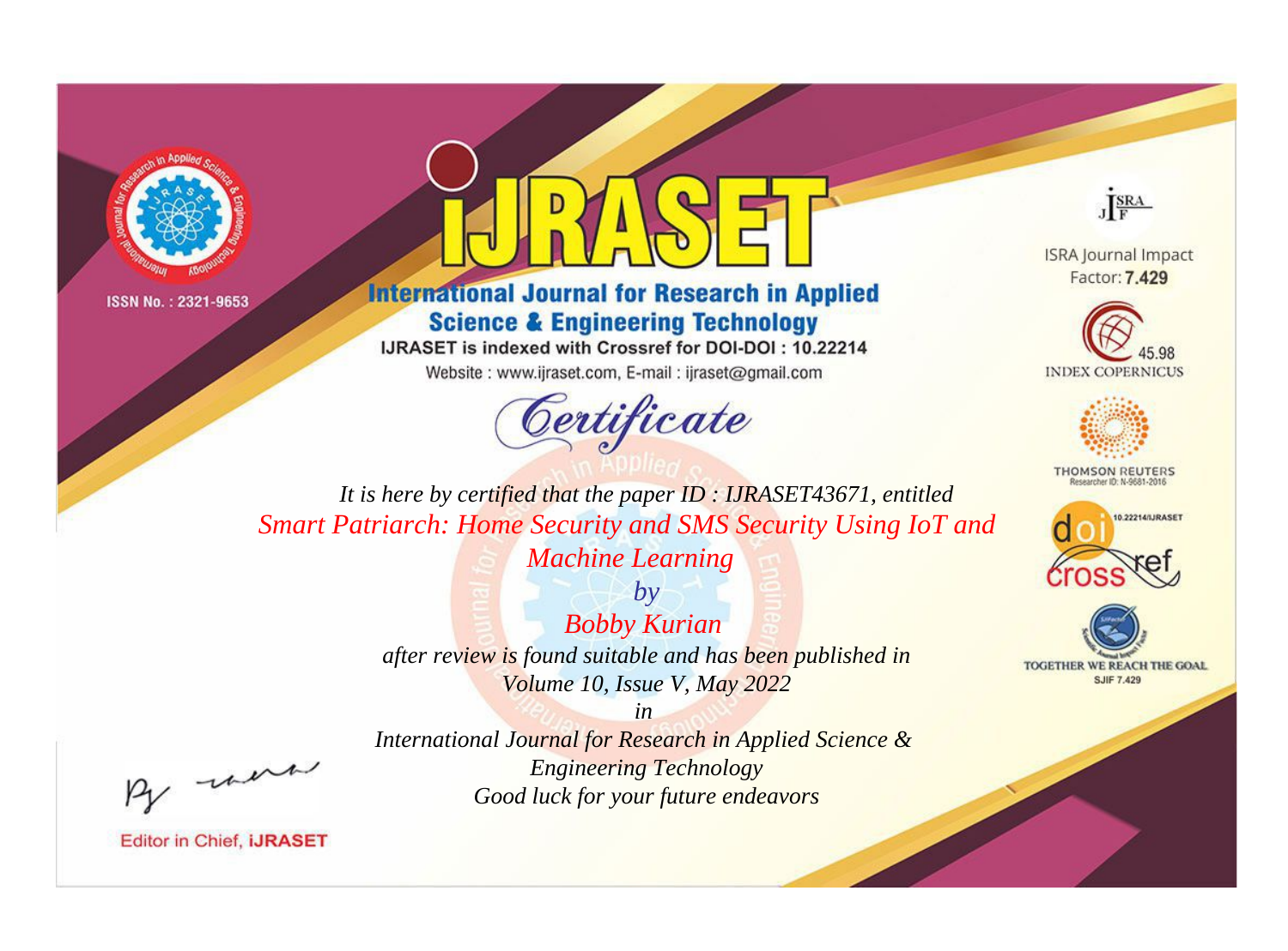ISSN No. : 2321-9653

# iJRASET

## International Journal for Research in Applied Science & Engineering Technology

IJRASET is indexed with Crossref for DOI-DOI : 10.22214

Website : www.ijraset.com, E-mail : ijraset@gmail.com

ISRA Journal Impact Factor: **7.429**

45.98 INDEX COPERNICUS

THOMSON REUTERS Researcher ID: N-9681-2016

10.22214/IJRASET

TOGETHER WE REACH THE GOAL SJIF 7.429

# Certificate

*It is here by certified that the paper ID : IJRASET43671, entitled*

*Smart Patriarch: Home Security and SMS Security Using IoT and Machine Learning*

*by*

*Bobby Kurian*

*after review is found suitable and has been published in*

*Volume 10, Issue V, May 2022*

*in*

*International Journal for Research in Applied Science & Engineering Technology*

*Good luck for your future endeavors*

Editor in Chief, iJRASET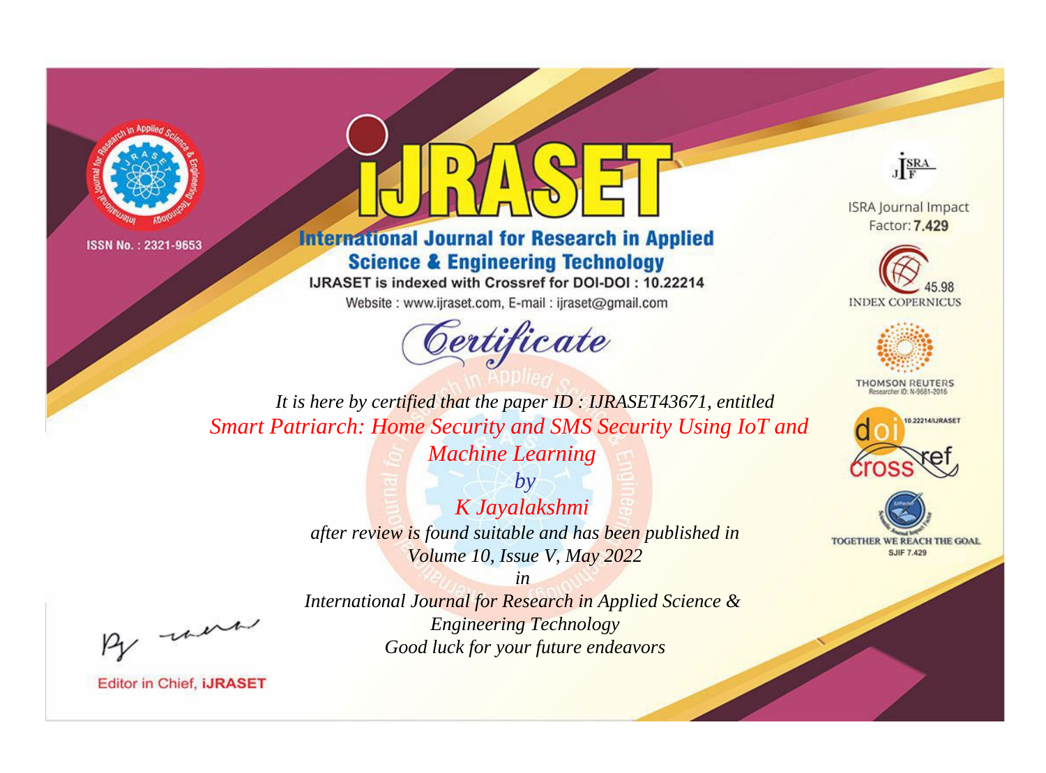ISSN No. : 2321-9653

# iJRASET

## International Journal for Research in Applied Science & Engineering Technology

IJRASET is indexed with Crossref for DOI-DOI : 10.22214

Website : www.ijraset.com, E-mail : ijraset@gmail.com

ISRA Journal Impact Factor: **7.429**

45.98 INDEX COPERNICUS

THOMSON REUTERS Researcher ID: N-9681-2016

10.22214/IJRASET

TOGETHER WE REACH THE GOAL SJIF 7.429

# *Certificate*

*It is here by certified that the paper ID : IJRASET43671, entitled*

*Smart Patriarch: Home Security and SMS Security Using IoT and Machine Learning*

*by*

*K Jayalakshmi*

*after review is found suitable and has been published in*

*Volume 10, Issue V, May 2022*

*in*

*International Journal for Research in Applied Science & Engineering Technology*

*Good luck for your future endeavors*

Editor in Chief, **iJRASET**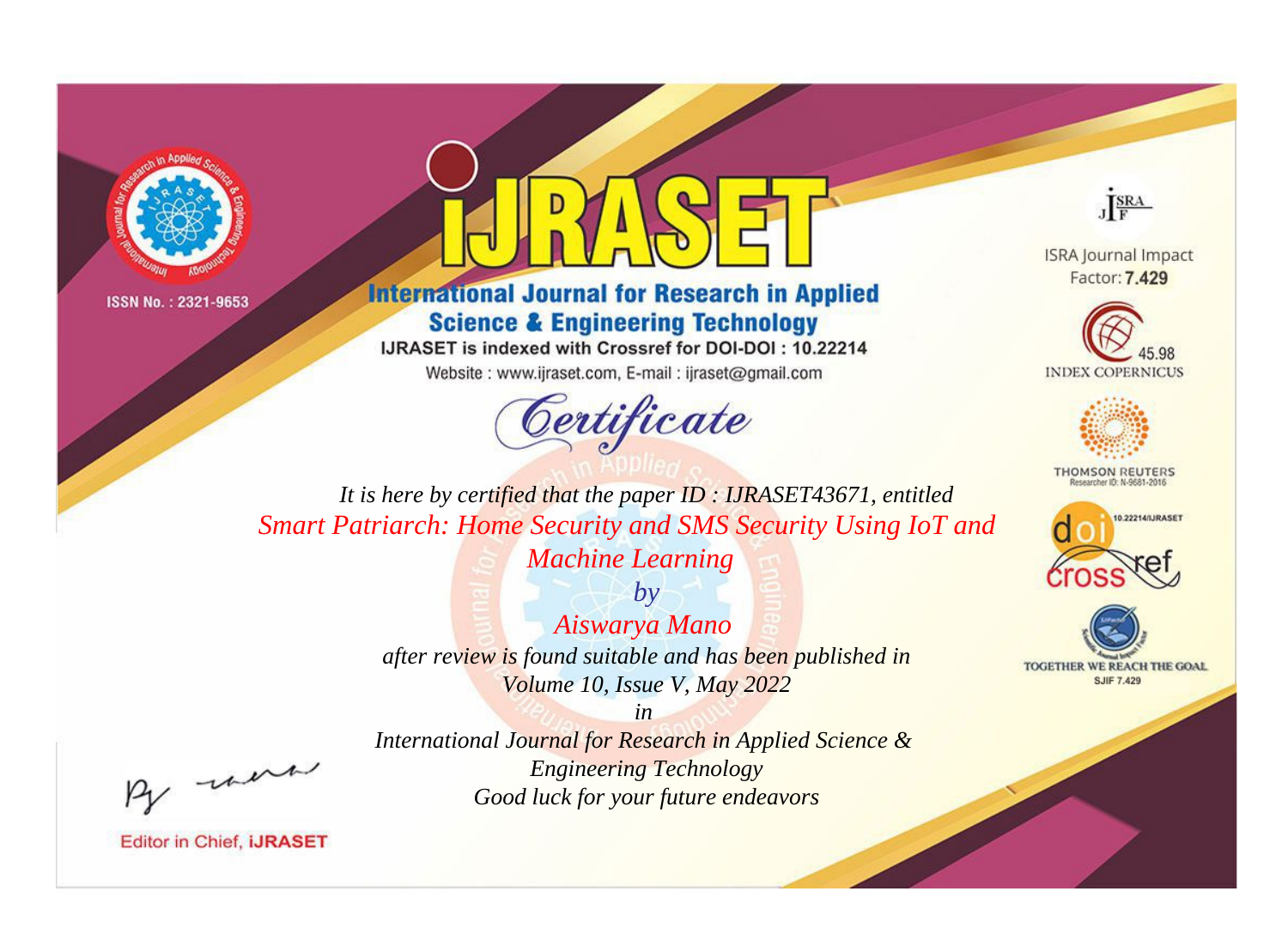ISSN No. : 2321-9653

# iJRASET

## International Journal for Research in Applied Science & Engineering Technology

IJRASET is indexed with Crossref for DOI-DOI : 10.22214

Website : www.ijraset.com, E-mail : ijraset@gmail.com

ISRA Journal Impact Factor: **7.429**

45.98 INDEX COPERNICUS

THOMSON REUTERS Researcher ID: N-9681-2016

10.22214/IJRASET

TOGETHER WE REACH THE GOAL SJIF 7.429

# *Certificate*

*It is here by certified that the paper ID : IJRASET43671, entitled*

*Smart Patriarch: Home Security and SMS Security Using IoT and Machine Learning*

*by*

*Aiswarya Mano*

*after review is found suitable and has been published in*

*Volume 10, Issue V, May 2022*

*in*

*International Journal for Research in Applied Science & Engineering Technology*

*Good luck for your future endeavors*

Editor in Chief, **iJRASET**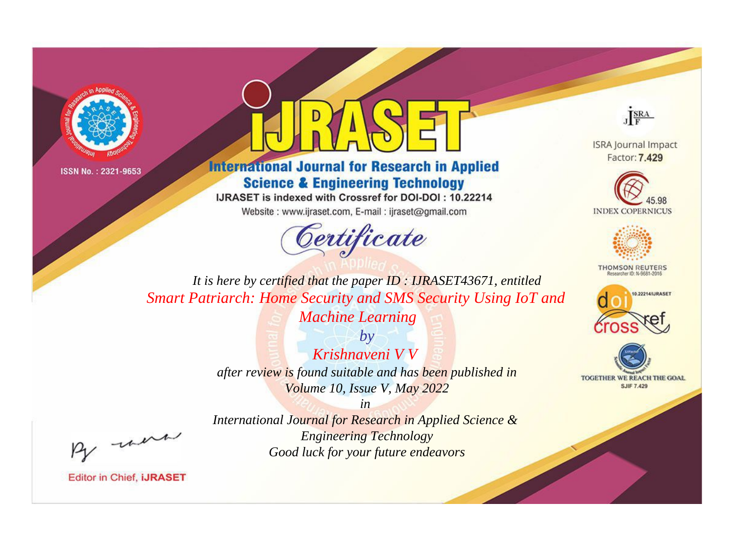ISSN No. : 2321-9653

# IJRASET

## International Journal for Research in Applied Science & Engineering Technology

IJRASET is indexed with Crossref for DOI-DOI : 10.22214

Website : www.ijraset.com, E-mail : ijraset@gmail.com

*Certificate*

*It is here by certified that the paper ID : IJRASET43671, entitled*

*Smart Patriarch: Home Security and SMS Security Using IoT and Machine Learning*

*by*

*Krishnaveni V V*

*after review is found suitable and has been published in*

*Volume 10, Issue V, May 2022*

*in*

*International Journal for Research in Applied Science & Engineering Technology*

*Good luck for your future endeavors*

ISRA Journal Impact Factor: **7.429**

45.98 INDEX COPERNICUS

THOMSON REUTERS Researcher ID: N-9681-2016

10.22214/IJRASET

TOGETHER WE REACH THE GOAL SJIF 7.429

Editor in Chief, **iJRASET**